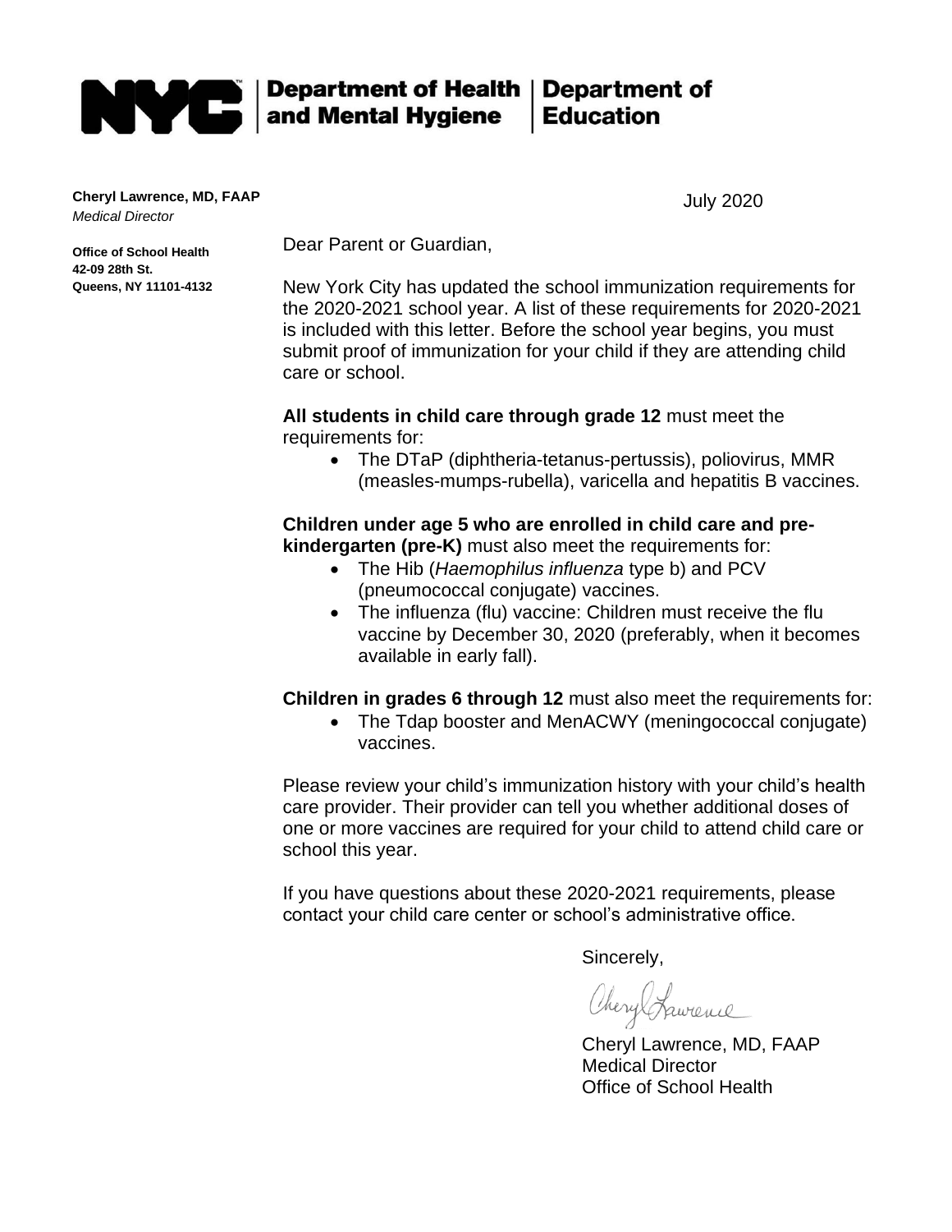**NYC** | **Department of Health and Mental Hygiene** | **Department of Education**

**Cheryl Lawrence, MD, FAAP**
*Medical Director*

**Office of School Health**
**42-09 28th St.**
**Queens, NY 11101-4132**

July 2020

Dear Parent or Guardian,

New York City has updated the school immunization requirements for the 2020-2021 school year. A list of these requirements for 2020-2021 is included with this letter. Before the school year begins, you must submit proof of immunization for your child if they are attending child care or school.

**All students in child care through grade 12** must meet the requirements for:

- The DTaP (diphtheria-tetanus-pertussis), poliovirus, MMR (measles-mumps-rubella), varicella and hepatitis B vaccines.

**Children under age 5 who are enrolled in child care and pre-kindergarten (pre-K)** must also meet the requirements for:

- The Hib (*Haemophilus influenza* type b) and PCV (pneumococcal conjugate) vaccines.
- The influenza (flu) vaccine: Children must receive the flu vaccine by December 30, 2020 (preferably, when it becomes available in early fall).

**Children in grades 6 through 12** must also meet the requirements for:

- The Tdap booster and MenACWY (meningococcal conjugate) vaccines.

Please review your child's immunization history with your child's health care provider. Their provider can tell you whether additional doses of one or more vaccines are required for your child to attend child care or school this year.

If you have questions about these 2020-2021 requirements, please contact your child care center or school's administrative office.

Sincerely,

Cheryl Lawrence

Cheryl Lawrence, MD, FAAP
Medical Director
Office of School Health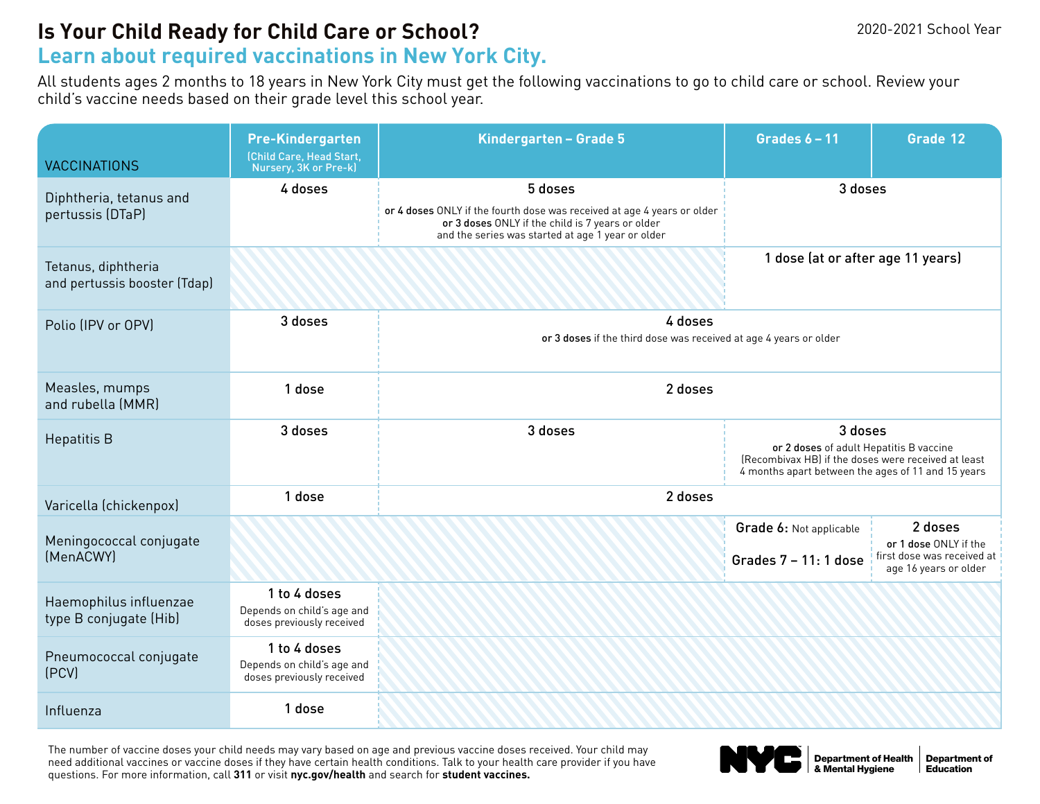# Is Your Child Ready for Child Care or School?

2020-2021 School Year

## Learn about required vaccinations in New York City.

All students ages 2 months to 18 years in New York City must get the following vaccinations to go to child care or school. Review your child's vaccine needs based on their grade level this school year.

| VACCINATIONS | Pre-Kindergarten (Child Care, Head Start, Nursery, 3K or Pre-k) | Kindergarten – Grade 5 | Grades 6 – 11 | Grade 12 |
|---|---|---|---|---|
| Diphtheria, tetanus and pertussis (DTaP) | 4 doses | 5 doses<br>**or 4 doses** ONLY if the fourth dose was received at age 4 years or older<br>**or 3 doses** ONLY if the child is 7 years or older and the series was started at age 1 year or older | 3 doses | |
| Tetanus, diphtheria and pertussis booster (Tdap) | | | 1 dose (at or after age 11 years) | |
| Polio (IPV or OPV) | 3 doses | 4 doses<br>**or 3 doses** if the third dose was received at age 4 years or older | | |
| Measles, mumps and rubella (MMR) | 1 dose | 2 doses | | |
| Hepatitis B | 3 doses | 3 doses | 3 doses<br>**or 2 doses** of adult Hepatitis B vaccine (Recombivax HB) if the doses were received at least 4 months apart between the ages of 11 and 15 years | |
| Varicella (chickenpox) | 1 dose | 2 doses | | |
| Meningococcal conjugate (MenACWY) | | | Grade 6: Not applicable<br>Grades 7 – 11: 1 dose | 2 doses<br>**or 1 dose** ONLY if the first dose was received at age 16 years or older |
| Haemophilus influenzae type B conjugate (Hib) | 1 to 4 doses<br>Depends on child's age and doses previously received | | | |
| Pneumococcal conjugate (PCV) | 1 to 4 doses<br>Depends on child's age and doses previously received | | | |
| Influenza | 1 dose | | | |

The number of vaccine doses your child needs may vary based on age and previous vaccine doses received. Your child may need additional vaccines or vaccine doses if they have certain health conditions. Talk to your health care provider if you have questions. For more information, call **311** or visit **nyc.gov/health** and search for **student vaccines.**

NYC Department of Health & Mental Hygiene | Department of Education